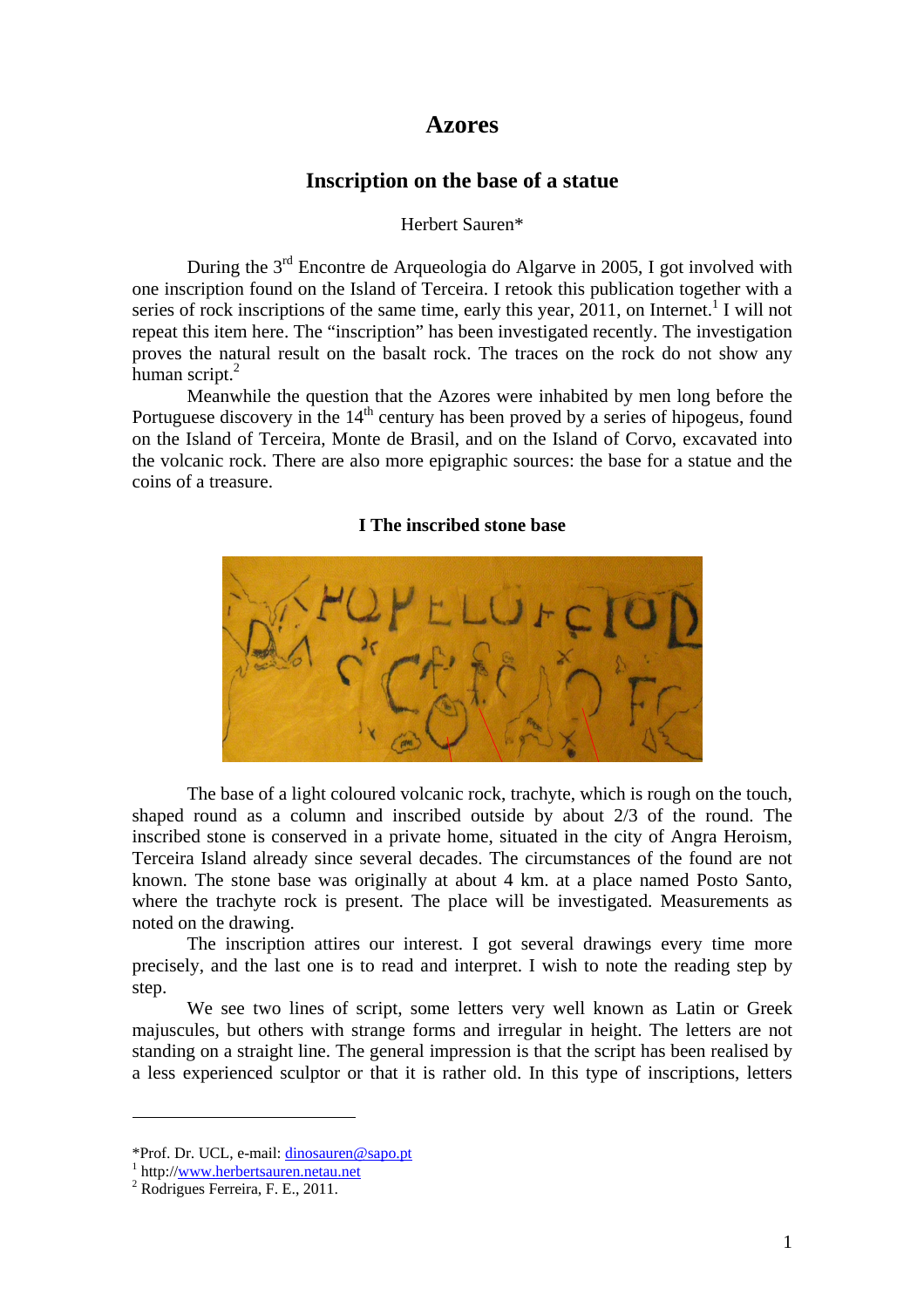# Azores

## Inscription on the base of a statue

Herbert Sauren*

During the 3rd Encontre de Arqueologia do Algarve in 2005, I got involved with one inscription found on the Island of Terceira. I retook this publication together with a series of rock inscriptions of the same time, early this year, 2011, on Internet.[1] I will not repeat this item here. The "inscription" has been investigated recently. The investigation proves the natural result on the basalt rock. The traces on the rock do not show any human script.[2]

Meanwhile the question that the Azores were inhabited by men long before the Portuguese discovery in the 14th century has been proved by a series of hipogeus, found on the Island of Terceira, Monte de Brasil, and on the Island of Corvo, excavated into the volcanic rock. There are also more epigraphic sources: the base for a statue and the coins of a treasure.

### I The inscribed stone base

The base of a light coloured volcanic rock, trachyte, which is rough on the touch, shaped round as a column and inscribed outside by about 2/3 of the round. The inscribed stone is conserved in a private home, situated in the city of Angra Heroism, Terceira Island already since several decades. The circumstances of the found are not known. The stone base was originally at about 4 km. at a place named Posto Santo, where the trachyte rock is present. The place will be investigated. Measurements as noted on the drawing.

The inscription attires our interest. I got several drawings every time more precisely, and the last one is to read and interpret. I wish to note the reading step by step.

We see two lines of script, some letters very well known as Latin or Greek majuscules, but others with strange forms and irregular in height. The letters are not standing on a straight line. The general impression is that the script has been realised by a less experienced sculptor or that it is rather old. In this type of inscriptions, letters

---

*Prof. Dr. UCL, e-mail: dinosauren@sapo.pt

[1] http://www.herbertsauren.netau.net

[2] Rodrigues Ferreira, F. E., 2011.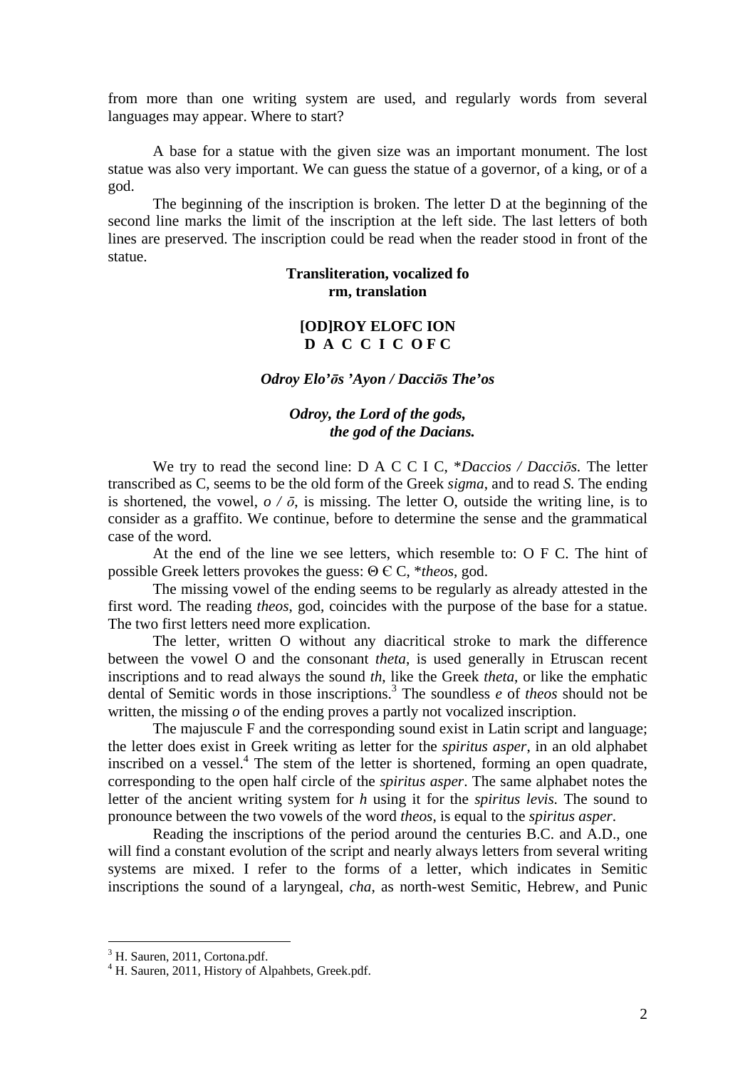from more than one writing system are used, and regularly words from several languages may appear. Where to start?

A base for a statue with the given size was an important monument. The lost statue was also very important. We can guess the statue of a governor, of a king, or of a god.

The beginning of the inscription is broken. The letter D at the beginning of the second line marks the limit of the inscription at the left side. The last letters of both lines are preserved. The inscription could be read when the reader stood in front of the statue.

**Transliteration, vocalized fo rm, translation**

**[OD]ROY ELOFC ION**
**D A C C I C OFC**

***Odroy Elo'ōs 'Ayon / Dacciōs The'os***

***Odroy, the Lord of the gods,***
***the god of the Dacians.***

We try to read the second line: D A C C I C, \**Daccios / Dacciōs*. The letter transcribed as C, seems to be the old form of the Greek *sigma*, and to read *S.* The ending is shortened, the vowel, *o / ō*, is missing. The letter O, outside the writing line, is to consider as a graffito. We continue, before to determine the sense and the grammatical case of the word.

At the end of the line we see letters, which resemble to: O F C. The hint of possible Greek letters provokes the guess: Θ Є C, \**theos*, god.

The missing vowel of the ending seems to be regularly as already attested in the first word. The reading *theos*, god, coincides with the purpose of the base for a statue. The two first letters need more explication.

The letter, written O without any diacritical stroke to mark the difference between the vowel O and the consonant *theta*, is used generally in Etruscan recent inscriptions and to read always the sound *th*, like the Greek *theta*, or like the emphatic dental of Semitic words in those inscriptions.[3] The soundless *e* of *theos* should not be written, the missing *o* of the ending proves a partly not vocalized inscription.

The majuscule F and the corresponding sound exist in Latin script and language; the letter does exist in Greek writing as letter for the *spiritus asper*, in an old alphabet inscribed on a vessel.[4] The stem of the letter is shortened, forming an open quadrate, corresponding to the open half circle of the *spiritus asper*. The same alphabet notes the letter of the ancient writing system for *h* using it for the *spiritus levis.* The sound to pronounce between the two vowels of the word *theos*, is equal to the *spiritus asper*.

Reading the inscriptions of the period around the centuries B.C. and A.D., one will find a constant evolution of the script and nearly always letters from several writing systems are mixed. I refer to the forms of a letter, which indicates in Semitic inscriptions the sound of a laryngeal, *cha*, as north-west Semitic, Hebrew, and Punic

[3] H. Sauren, 2011, Cortona.pdf.
[4] H. Sauren, 2011, History of Alpahbets, Greek.pdf.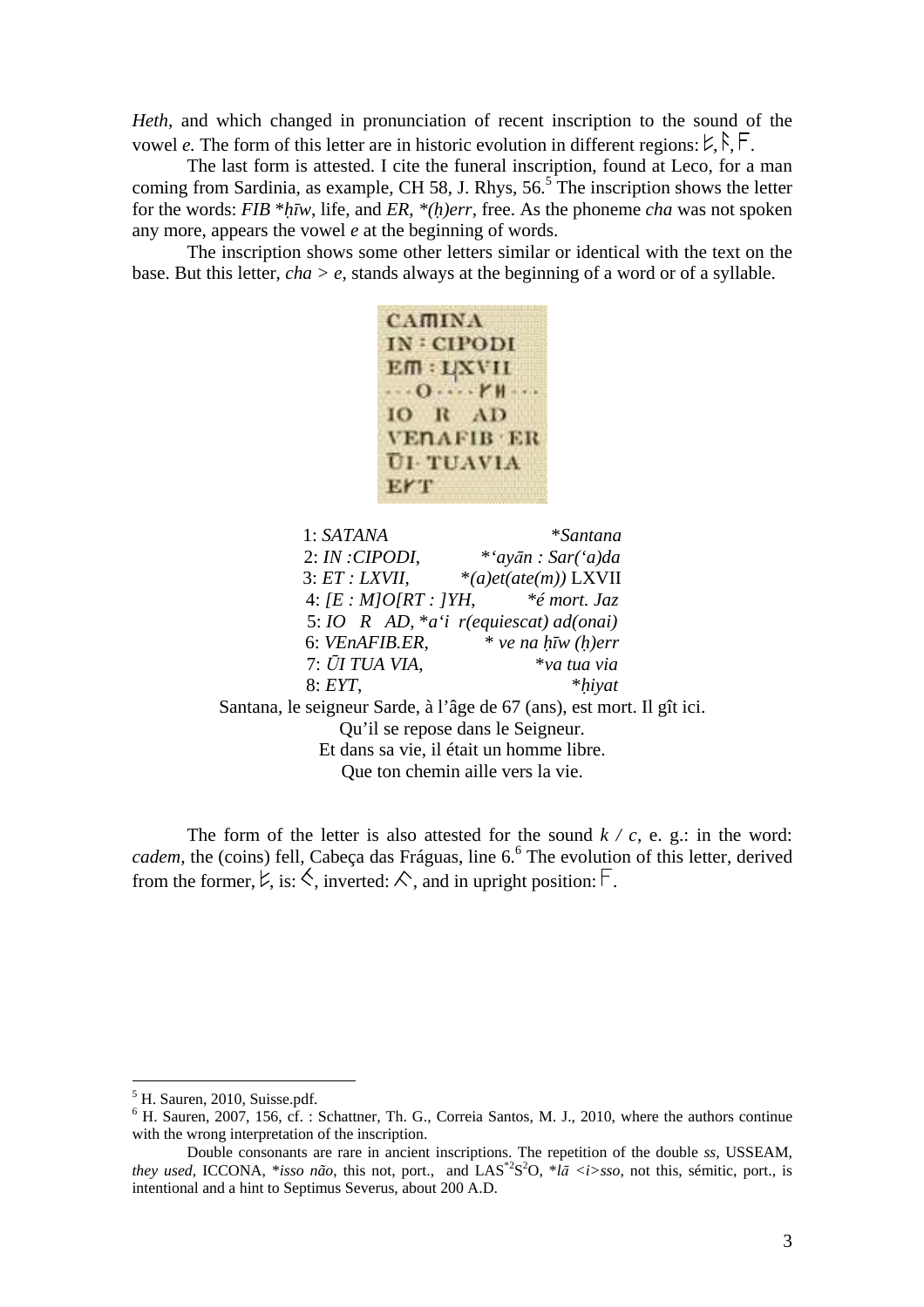*Heth*, and which changed in pronunciation of recent inscription to the sound of the vowel *e.* The form of this letter are in historic evolution in different regions: ꓘ, ᚨ, ꟻ.

The last form is attested. I cite the funeral inscription, found at Leco, for a man coming from Sardinia, as example, CH 58, J. Rhys, 56.[5] The inscription shows the letter for the words: *FIB* \**ḥīw*, life, and *ER*, \**(ḥ)err*, free. As the phoneme *cha* was not spoken any more, appears the vowel *e* at the beginning of words.

The inscription shows some other letters similar or identical with the text on the base. But this letter, *cha* > *e*, stands always at the beginning of a word or of a syllable.

CAMINA
IN : CIPODI
EM : LXVII
· · · O · · · · YH · · ·
IO R AD
VENAFIB · ER
ŪI · TUAVIA
EYT

| | |
|---|---|
| 1: *SATANA* | \**Santana* |
| 2: *IN :CIPODI*, | \**'ayān : Sar('a)da* |
| 3: *ET : LXVII*, | \**(a)et(ate(m))* LXVII |
| 4: *[E : M]O[RT : ]YH*, | \**é mort. Jaz* |
| 5: *IO R AD*, \**a'i r(equiescat) ad(onai)* | |
| 6: *VEnAFIB.ER*, | \* *ve na ḥīw (ḥ)err* |
| 7: *ŪI TUA VIA*, | \**va tua via* |
| 8: *EYT*, | \**ḥiyat* |

Santana, le seigneur Sarde, à l'âge de 67 (ans), est mort. Il gît ici.
Qu'il se repose dans le Seigneur.
Et dans sa vie, il était un homme libre.
Que ton chemin aille vers la vie.

The form of the letter is also attested for the sound *k / c*, e. g.: in the word: *cadem*, the (coins) fell, Cabeça das Fráguas, line 6.[6] The evolution of this letter, derived from the former, ꓘ, is: ᐸ, inverted: ᐱ, and in upright position: ꟻ.

---

[5] H. Sauren, 2010, Suisse.pdf.

[6] H. Sauren, 2007, 156, cf. : Schattner, Th. G., Correia Santos, M. J., 2010, where the authors continue with the wrong interpretation of the inscription.

Double consonants are rare in ancient inscriptions. The repetition of the double *ss*, USSEAM, *they used*, ICCONA, \**isso não*, this not, port., and LAS\*²S²O, \**lā <i>sso*, not this, sémitic, port., is intentional and a hint to Septimus Severus, about 200 A.D.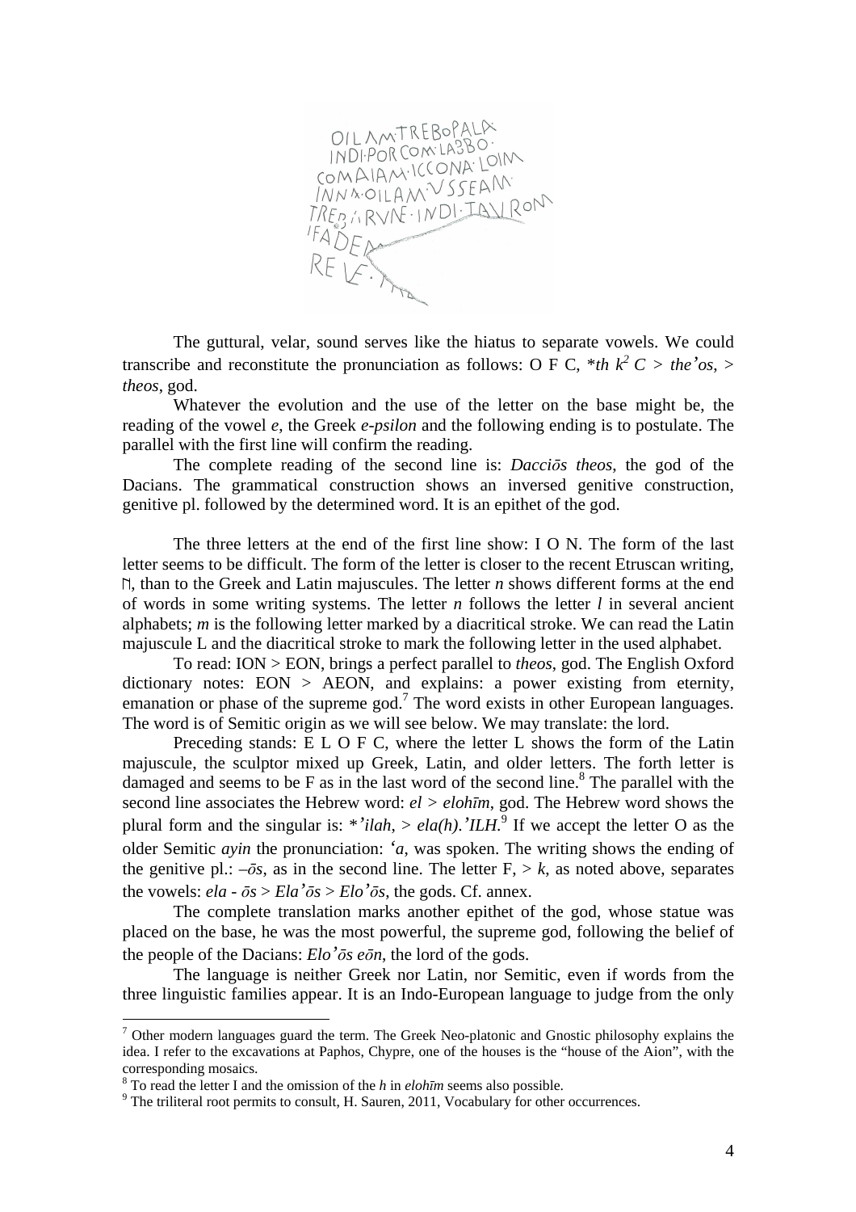The guttural, velar, sound serves like the hiatus to separate vowels. We could transcribe and reconstitute the pronunciation as follows: O F C, *$th\ k^2\ C$ > *the'os*, > *theos*, god.

Whatever the evolution and the use of the letter on the base might be, the reading of the vowel *e*, the Greek *e-psilon* and the following ending is to postulate. The parallel with the first line will confirm the reading.

The complete reading of the second line is: *Dacciōs theos*, the god of the Dacians. The grammatical construction shows an inversed genitive construction, genitive pl. followed by the determined word. It is an epithet of the god.

The three letters at the end of the first line show: I O N. The form of the last letter seems to be difficult. The form of the letter is closer to the recent Etruscan writing, Ⅎ, than to the Greek and Latin majuscules. The letter *n* shows different forms at the end of words in some writing systems. The letter *n* follows the letter *l* in several ancient alphabets; *m* is the following letter marked by a diacritical stroke. We can read the Latin majuscule L and the diacritical stroke to mark the following letter in the used alphabet.

To read: ION > EON, brings a perfect parallel to *theos*, god. The English Oxford dictionary notes: EON > AEON, and explains: a power existing from eternity, emanation or phase of the supreme god.[7] The word exists in other European languages. The word is of Semitic origin as we will see below. We may translate: the lord.

Preceding stands: E L O F C, where the letter L shows the form of the Latin majuscule, the sculptor mixed up Greek, Latin, and older letters. The forth letter is damaged and seems to be F as in the last word of the second line.[8] The parallel with the second line associates the Hebrew word: *el* > *elohīm*, god. The Hebrew word shows the plural form and the singular is: *'*ilah*, > *ela(h).'ILH.*[9] If we accept the letter O as the older Semitic *ayin* the pronunciation: *'a*, was spoken. The writing shows the ending of the genitive pl.: *–ōs*, as in the second line. The letter F, > *k*, as noted above, separates the vowels: *ela - ōs* > *Ela'ōs* > *Elo'ōs*, the gods. Cf. annex.

The complete translation marks another epithet of the god, whose statue was placed on the base, he was the most powerful, the supreme god, following the belief of the people of the Dacians: *Elo'ōs eōn*, the lord of the gods.

The language is neither Greek nor Latin, nor Semitic, even if words from the three linguistic families appear. It is an Indo-European language to judge from the only

---

[7] Other modern languages guard the term. The Greek Neo-platonic and Gnostic philosophy explains the idea. I refer to the excavations at Paphos, Chypre, one of the houses is the "house of the Aion", with the corresponding mosaics.

[8] To read the letter I and the omission of the *h* in *elohīm* seems also possible.

[9] The triliteral root permits to consult, H. Sauren, 2011, Vocabulary for other occurrences.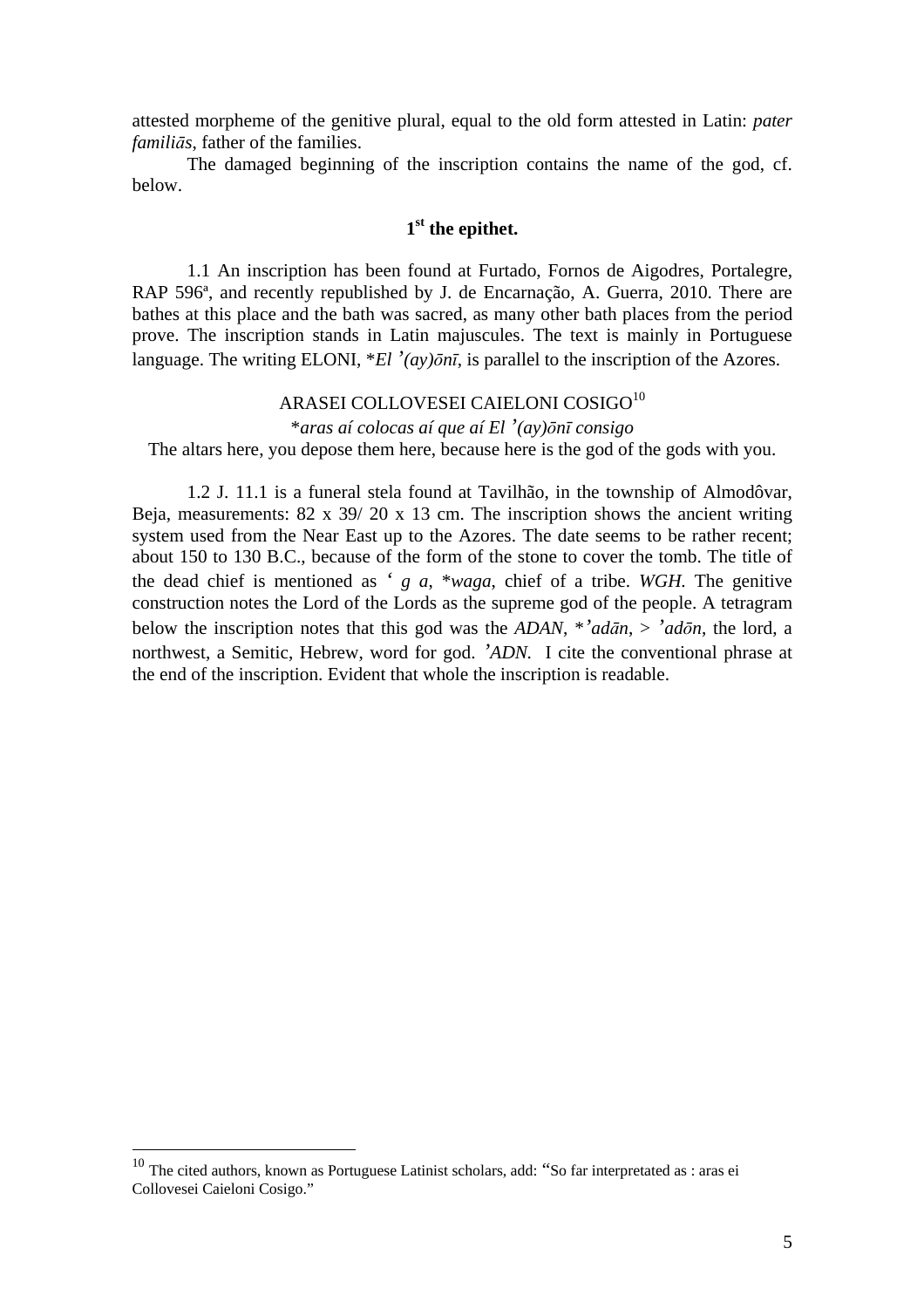attested morpheme of the genitive plural, equal to the old form attested in Latin: *pater familiās*, father of the families.

The damaged beginning of the inscription contains the name of the god, cf. below.

### 1st the epithet.

1.1 An inscription has been found at Furtado, Fornos de Aigodres, Portalegre, RAP 596ª, and recently republished by J. de Encarnação, A. Guerra, 2010. There are bathes at this place and the bath was sacred, as many other bath places from the period prove. The inscription stands in Latin majuscules. The text is mainly in Portuguese language. The writing ELONI, *\*El ʾ(ay)ōnī*, is parallel to the inscription of the Azores.

ARASEI COLLOVESEI CAIELONI COSIGO[10]

*\*aras aí colocas aí que aí El ʾ(ay)ōnī consigo*

The altars here, you depose them here, because here is the god of the gods with you.

1.2 J. 11.1 is a funeral stela found at Tavilhão, in the township of Almodôvar, Beja, measurements: 82 x 39/ 20 x 13 cm. The inscription shows the ancient writing system used from the Near East up to the Azores. The date seems to be rather recent; about 150 to 130 B.C., because of the form of the stone to cover the tomb. The title of the dead chief is mentioned as *ʿ g a*, *\*waga*, chief of a tribe. *WGH*. The genitive construction notes the Lord of the Lords as the supreme god of the people. A tetragram below the inscription notes that this god was the *ADAN*, *\*ʾadān*, > *ʾadōn*, the lord, a northwest, a Semitic, Hebrew, word for god. *ʾADN.* I cite the conventional phrase at the end of the inscription. Evident that whole the inscription is readable.

---

[10] The cited authors, known as Portuguese Latinist scholars, add: "So far interpretated as : aras ei Collovesei Caieloni Cosigo."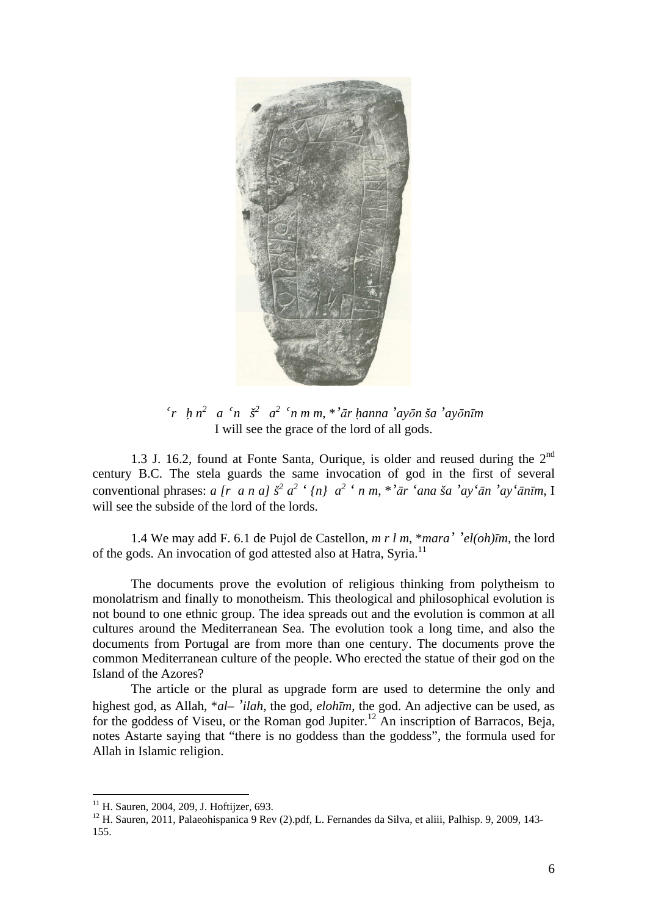*ʻr ḥ n$^2$ a ʻn š$^2$ a$^2$ ʻn m m*, *ʼ*ār ḥanna ʼayōn ša ʼayōnīm*
I will see the grace of the lord of all gods.

1.3 J. 16.2, found at Fonte Santa, Ourique, is older and reused during the 2nd century B.C. The stela guards the same invocation of god in the first of several conventional phrases: *a [r a n a] š$^2$ a$^2$ ʻ {n} a$^2$ ʻ n m*, *ʼ*ār ʻana ša ʼayʻān ʼayʻānīm*, I will see the subside of the lord of the lords.

1.4 We may add F. 6.1 de Pujol de Castellon, *m r l m*, **mara' ʼel(oh)īm*, the lord of the gods. An invocation of god attested also at Hatra, Syria.[11]

The documents prove the evolution of religious thinking from polytheism to monolatrism and finally to monotheism. This theological and philosophical evolution is not bound to one ethnic group. The idea spreads out and the evolution is common at all cultures around the Mediterranean Sea. The evolution took a long time, and also the documents from Portugal are from more than one century. The documents prove the common Mediterranean culture of the people. Who erected the statue of their god on the Island of the Azores?

The article or the plural as upgrade form are used to determine the only and highest god, as Allah, **al– ʼilah*, the god, *elohīm*, the god. An adjective can be used, as for the goddess of Viseu, or the Roman god Jupiter.[12] An inscription of Barracos, Beja, notes Astarte saying that "there is no goddess than the goddess", the formula used for Allah in Islamic religion.

---

[11] H. Sauren, 2004, 209, J. Hoftijzer, 693.

[12] H. Sauren, 2011, Palaeohispanica 9 Rev (2).pdf, L. Fernandes da Silva, et aliii, Palhisp. 9, 2009, 143-155.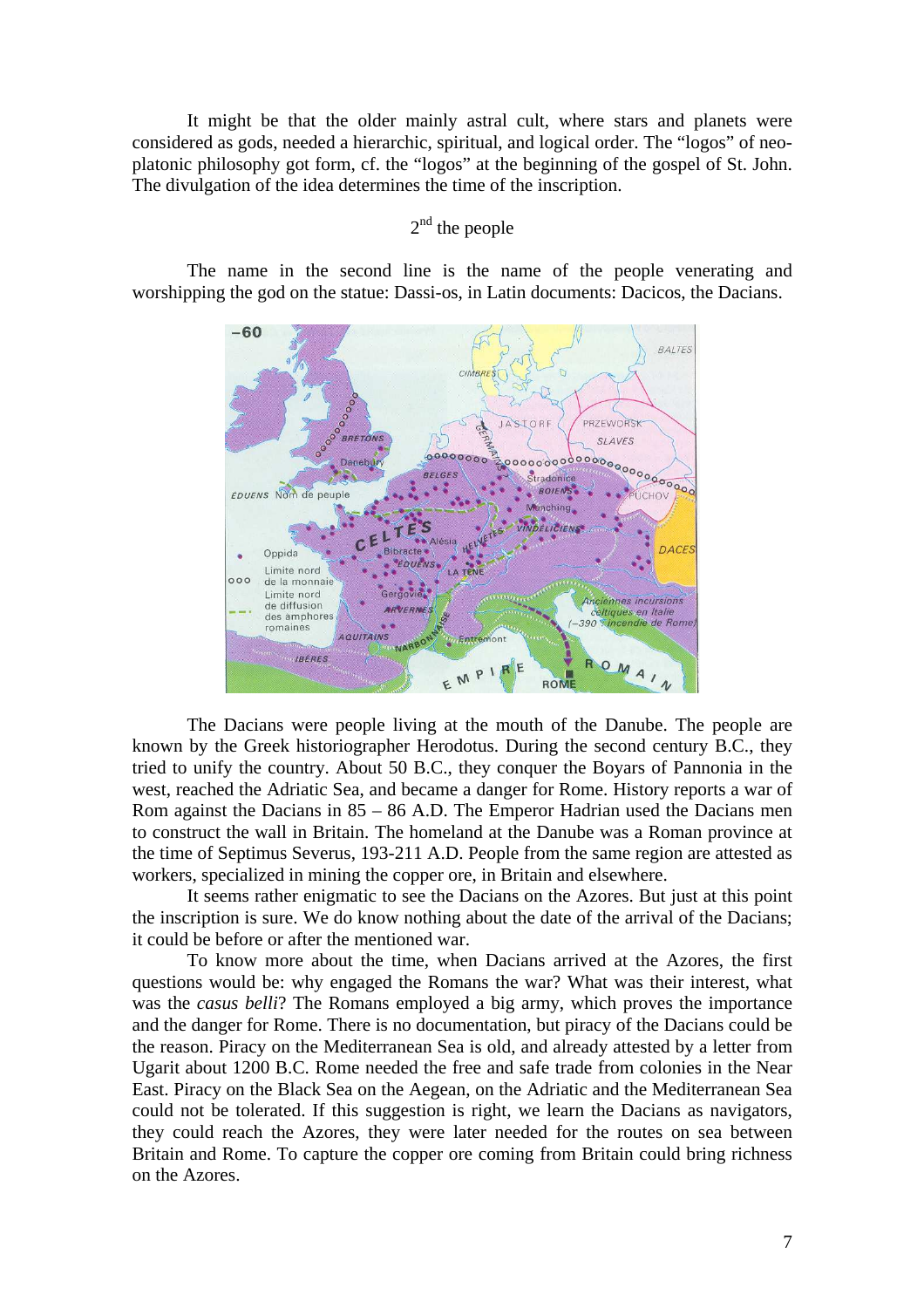It might be that the older mainly astral cult, where stars and planets were considered as gods, needed a hierarchic, spiritual, and logical order. The "logos" of neo-platonic philosophy got form, cf. the "logos" at the beginning of the gospel of St. John. The divulgation of the idea determines the time of the inscription.

## 2nd the people

The name in the second line is the name of the people venerating and worshipping the god on the statue: Dassi-os, in Latin documents: Dacicos, the Dacians.

The Dacians were people living at the mouth of the Danube. The people are known by the Greek historiographer Herodotus. During the second century B.C., they tried to unify the country. About 50 B.C., they conquer the Boyars of Pannonia in the west, reached the Adriatic Sea, and became a danger for Rome. History reports a war of Rom against the Dacians in 85 – 86 A.D. The Emperor Hadrian used the Dacians men to construct the wall in Britain. The homeland at the Danube was a Roman province at the time of Septimus Severus, 193-211 A.D. People from the same region are attested as workers, specialized in mining the copper ore, in Britain and elsewhere.

It seems rather enigmatic to see the Dacians on the Azores. But just at this point the inscription is sure. We do know nothing about the date of the arrival of the Dacians; it could be before or after the mentioned war.

To know more about the time, when Dacians arrived at the Azores, the first questions would be: why engaged the Romans the war? What was their interest, what was the *casus belli*? The Romans employed a big army, which proves the importance and the danger for Rome. There is no documentation, but piracy of the Dacians could be the reason. Piracy on the Mediterranean Sea is old, and already attested by a letter from Ugarit about 1200 B.C. Rome needed the free and safe trade from colonies in the Near East. Piracy on the Black Sea on the Aegean, on the Adriatic and the Mediterranean Sea could not be tolerated. If this suggestion is right, we learn the Dacians as navigators, they could reach the Azores, they were later needed for the routes on sea between Britain and Rome. To capture the copper ore coming from Britain could bring richness on the Azores.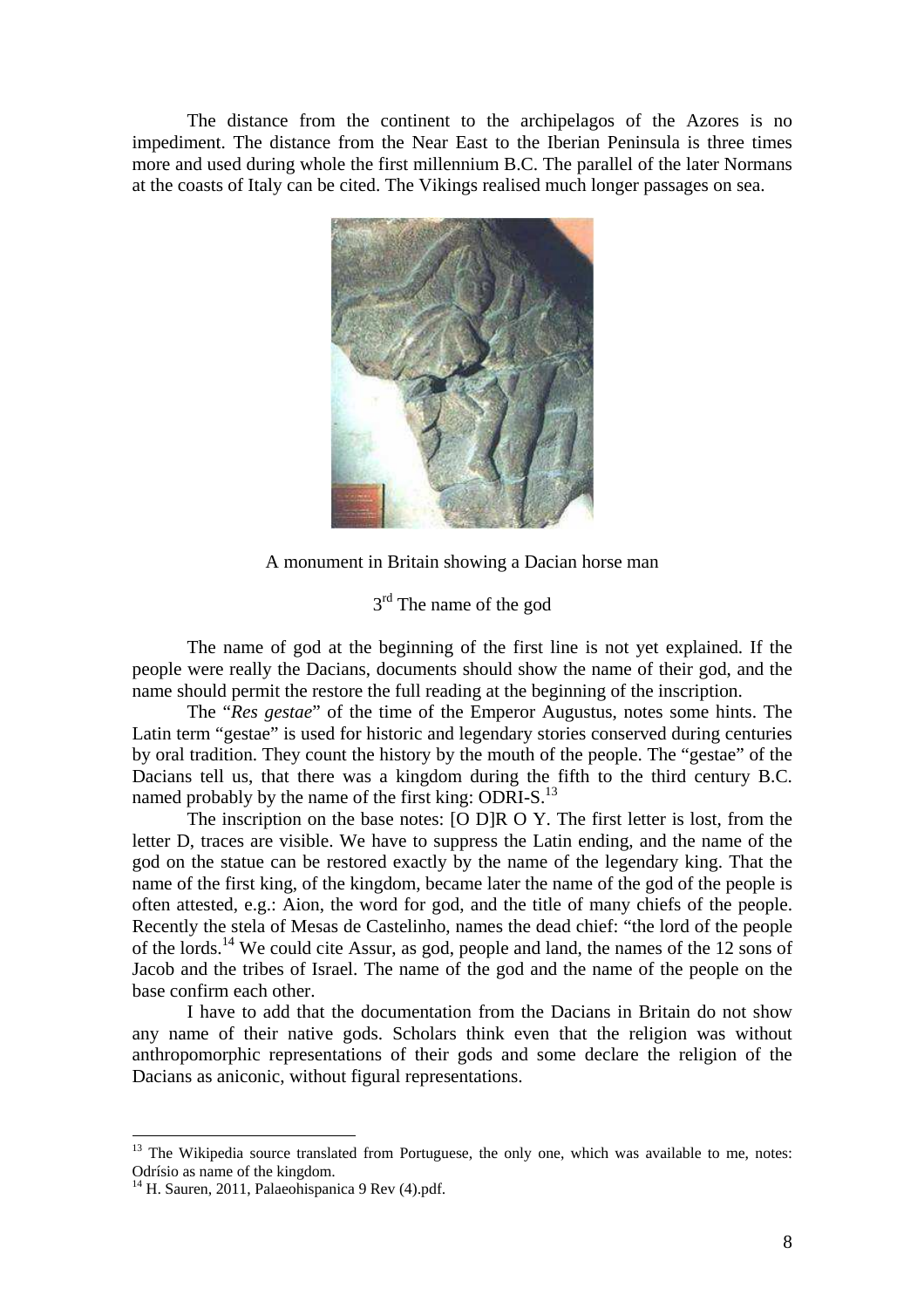The distance from the continent to the archipelagos of the Azores is no impediment. The distance from the Near East to the Iberian Peninsula is three times more and used during whole the first millennium B.C. The parallel of the later Normans at the coasts of Italy can be cited. The Vikings realised much longer passages on sea.

A monument in Britain showing a Dacian horse man

3rd The name of the god

The name of god at the beginning of the first line is not yet explained. If the people were really the Dacians, documents should show the name of their god, and the name should permit the restore the full reading at the beginning of the inscription.

The "*Res gestae*" of the time of the Emperor Augustus, notes some hints. The Latin term "gestae" is used for historic and legendary stories conserved during centuries by oral tradition. They count the history by the mouth of the people. The "gestae" of the Dacians tell us, that there was a kingdom during the fifth to the third century B.C. named probably by the name of the first king: ODRI-S.[13]

The inscription on the base notes: [O D]R O Y. The first letter is lost, from the letter D, traces are visible. We have to suppress the Latin ending, and the name of the god on the statue can be restored exactly by the name of the legendary king. That the name of the first king, of the kingdom, became later the name of the god of the people is often attested, e.g.: Aion, the word for god, and the title of many chiefs of the people. Recently the stela of Mesas de Castelinho, names the dead chief: "the lord of the people of the lords.[14] We could cite Assur, as god, people and land, the names of the 12 sons of Jacob and the tribes of Israel. The name of the god and the name of the people on the base confirm each other.

I have to add that the documentation from the Dacians in Britain do not show any name of their native gods. Scholars think even that the religion was without anthropomorphic representations of their gods and some declare the religion of the Dacians as aniconic, without figural representations.

---

[13] The Wikipedia source translated from Portuguese, the only one, which was available to me, notes: Odrísio as name of the kingdom.

[14] H. Sauren, 2011, Palaeohispanica 9 Rev (4).pdf.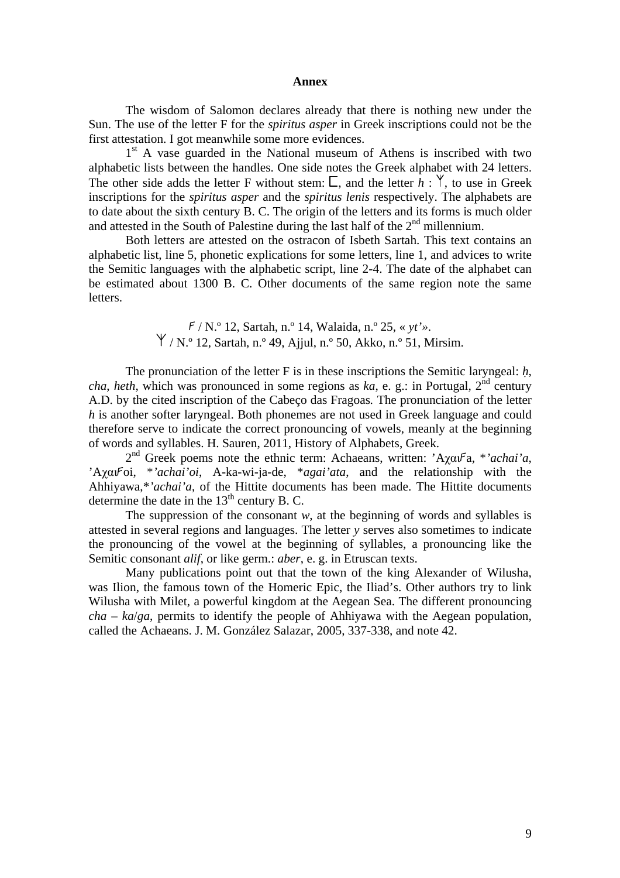## Annex

The wisdom of Salomon declares already that there is nothing new under the Sun. The use of the letter F for the *spiritus asper* in Greek inscriptions could not be the first attestation. I got meanwhile some more evidences.

1st A vase guarded in the National museum of Athens is inscribed with two alphabetic lists between the handles. One side notes the Greek alphabet with 24 letters. The other side adds the letter F without stem: ⊑, and the letter *h* : Y, to use in Greek inscriptions for the *spiritus asper* and the *spiritus lenis* respectively. The alphabets are to date about the sixth century B. C. The origin of the letters and its forms is much older and attested in the South of Palestine during the last half of the 2nd millennium.

Both letters are attested on the ostracon of Isbeth Sartah. This text contains an alphabetic list, line 5, phonetic explications for some letters, line 1, and advices to write the Semitic languages with the alphabetic script, line 2-4. The date of the alphabet can be estimated about 1300 B. C. Other documents of the same region note the same letters.

Ϝ / N.º 12, Sartah, n.º 14, Walaida, n.º 25, « *yt'*».
Y / N.º 12, Sartah, n.º 49, Ajjul, n.º 50, Akko, n.º 51, Mirsim.

The pronunciation of the letter F is in these inscriptions the Semitic laryngeal: *ḥ*, *cha*, *heth*, which was pronounced in some regions as *ka*, e. g.: in Portugal, 2nd century A.D. by the cited inscription of the Cabeço das Fragoas. The pronunciation of the letter *h* is another softer laryngeal. Both phonemes are not used in Greek language and could therefore serve to indicate the correct pronouncing of vowels, meanly at the beginning of words and syllables. H. Sauren, 2011, History of Alphabets, Greek.

2nd Greek poems note the ethnic term: Achaeans, written: 'ΑχαιϜa, *'*achai'a*, 'ΑχαιϜoi, *'*achai'oi*, A-ka-wi-ja-de, **agai'ata*, and the relationship with the Ahhiyawa,*'*achai'a*, of the Hittite documents has been made. The Hittite documents determine the date in the 13th century B. C.

The suppression of the consonant *w*, at the beginning of words and syllables is attested in several regions and languages. The letter *y* serves also sometimes to indicate the pronouncing of the vowel at the beginning of syllables, a pronouncing like the Semitic consonant *alif*, or like germ.: *aber*, e. g. in Etruscan texts.

Many publications point out that the town of the king Alexander of Wilusha, was Ilion, the famous town of the Homeric Epic, the Iliad's. Other authors try to link Wilusha with Milet, a powerful kingdom at the Aegean Sea. The different pronouncing *cha* – *ka*/*ga*, permits to identify the people of Ahhiyawa with the Aegean population, called the Achaeans. J. M. González Salazar, 2005, 337-338, and note 42.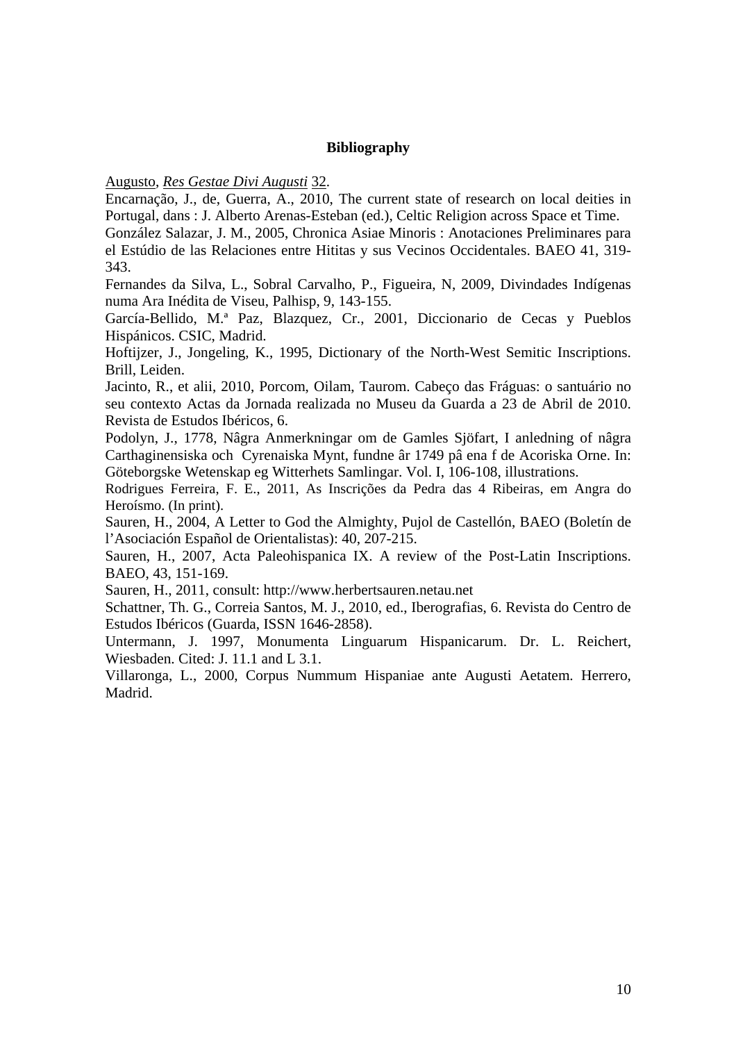**Bibliography**

Augusto, *Res Gestae Divi Augusti* 32.

Encarnação, J., de, Guerra, A., 2010, The current state of research on local deities in Portugal, dans : J. Alberto Arenas-Esteban (ed.), Celtic Religion across Space et Time.

González Salazar, J. M., 2005, Chronica Asiae Minoris : Anotaciones Preliminares para el Estúdio de las Relaciones entre Hititas y sus Vecinos Occidentales. BAEO 41, 319-343.

Fernandes da Silva, L., Sobral Carvalho, P., Figueira, N, 2009, Divindades Indígenas numa Ara Inédita de Viseu, Palhisp, 9, 143-155.

García-Bellido, M.ª Paz, Blazquez, Cr., 2001, Diccionario de Cecas y Pueblos Hispánicos. CSIC, Madrid.

Hoftijzer, J., Jongeling, K., 1995, Dictionary of the North-West Semitic Inscriptions. Brill, Leiden.

Jacinto, R., et alii, 2010, Porcom, Oilam, Taurom. Cabeço das Fráguas: o santuário no seu contexto Actas da Jornada realizada no Museu da Guarda a 23 de Abril de 2010. Revista de Estudos Ibéricos, 6.

Podolyn, J., 1778, Nâgra Anmerkningar om de Gamles Sjöfart, I anledning of nâgra Carthaginensiska och Cyrenaiska Mynt, fundne âr 1749 pâ ena f de Acoriska Orne. In: Göteborgske Wetenskap eg Witterhets Samlingar. Vol. I, 106-108, illustrations.

Rodrigues Ferreira, F. E., 2011, As Inscrições da Pedra das 4 Ribeiras, em Angra do Heroísmo. (In print).

Sauren, H., 2004, A Letter to God the Almighty, Pujol de Castellón, BAEO (Boletín de l'Asociación Español de Orientalistas): 40, 207-215.

Sauren, H., 2007, Acta Paleohispanica IX. A review of the Post-Latin Inscriptions. BAEO, 43, 151-169.

Sauren, H., 2011, consult: http://www.herbertsauren.netau.net

Schattner, Th. G., Correia Santos, M. J., 2010, ed., Iberografias, 6. Revista do Centro de Estudos Ibéricos (Guarda, ISSN 1646-2858).

Untermann, J. 1997, Monumenta Linguarum Hispanicarum. Dr. L. Reichert, Wiesbaden. Cited: J. 11.1 and L 3.1.

Villaronga, L., 2000, Corpus Nummum Hispaniae ante Augusti Aetatem. Herrero, Madrid.